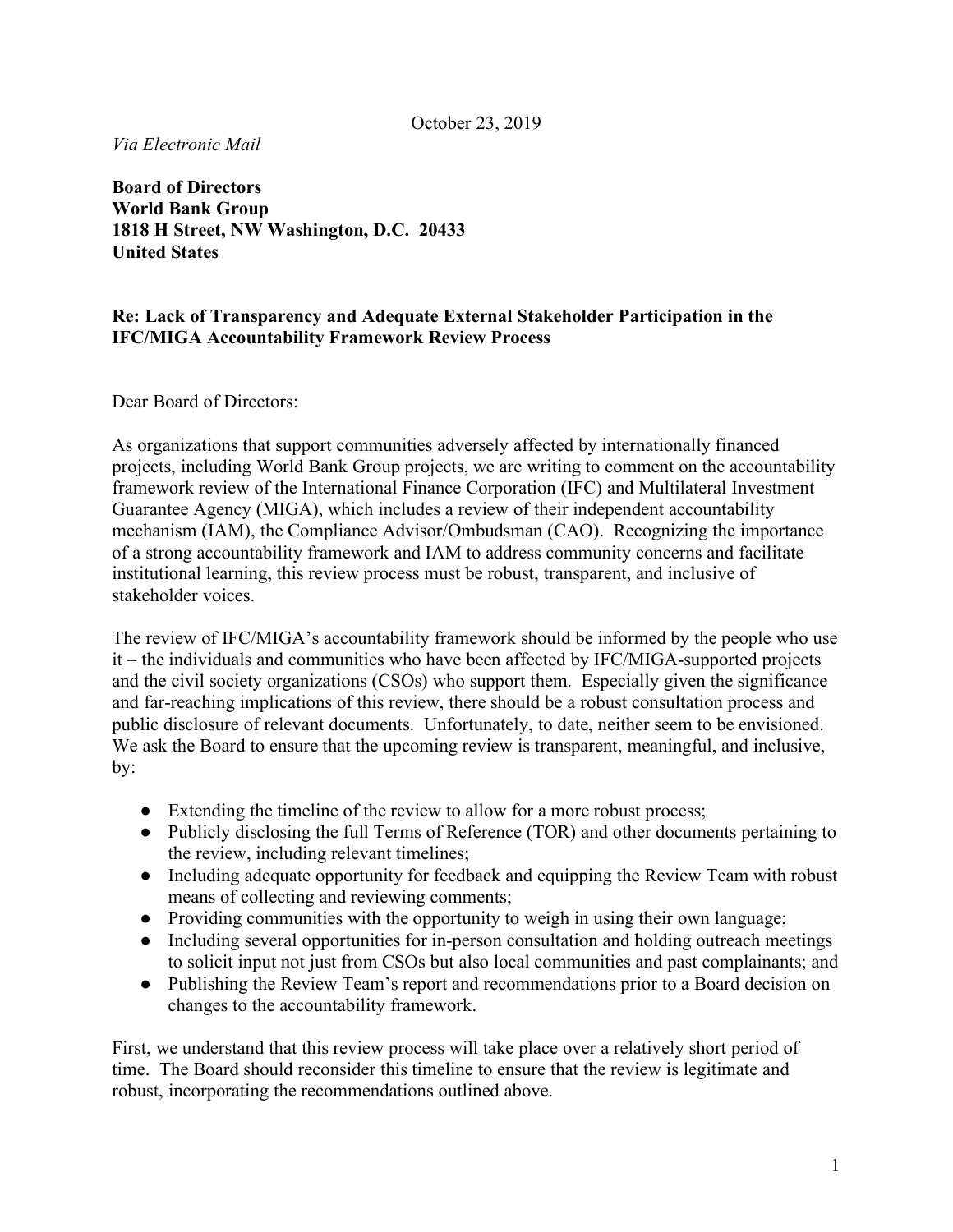October 23, 2019

*Via Electronic Mail*

**Board of Directors**
**World Bank Group**
**1818 H Street, NW Washington, D.C. 20433**
**United States**

**Re: Lack of Transparency and Adequate External Stakeholder Participation in the IFC/MIGA Accountability Framework Review Process**

Dear Board of Directors:

As organizations that support communities adversely affected by internationally financed projects, including World Bank Group projects, we are writing to comment on the accountability framework review of the International Finance Corporation (IFC) and Multilateral Investment Guarantee Agency (MIGA), which includes a review of their independent accountability mechanism (IAM), the Compliance Advisor/Ombudsman (CAO). Recognizing the importance of a strong accountability framework and IAM to address community concerns and facilitate institutional learning, this review process must be robust, transparent, and inclusive of stakeholder voices.

The review of IFC/MIGA's accountability framework should be informed by the people who use it – the individuals and communities who have been affected by IFC/MIGA-supported projects and the civil society organizations (CSOs) who support them. Especially given the significance and far-reaching implications of this review, there should be a robust consultation process and public disclosure of relevant documents. Unfortunately, to date, neither seem to be envisioned. We ask the Board to ensure that the upcoming review is transparent, meaningful, and inclusive, by:

- Extending the timeline of the review to allow for a more robust process;
- Publicly disclosing the full Terms of Reference (TOR) and other documents pertaining to the review, including relevant timelines;
- Including adequate opportunity for feedback and equipping the Review Team with robust means of collecting and reviewing comments;
- Providing communities with the opportunity to weigh in using their own language;
- Including several opportunities for in-person consultation and holding outreach meetings to solicit input not just from CSOs but also local communities and past complainants; and
- Publishing the Review Team's report and recommendations prior to a Board decision on changes to the accountability framework.

First, we understand that this review process will take place over a relatively short period of time. The Board should reconsider this timeline to ensure that the review is legitimate and robust, incorporating the recommendations outlined above.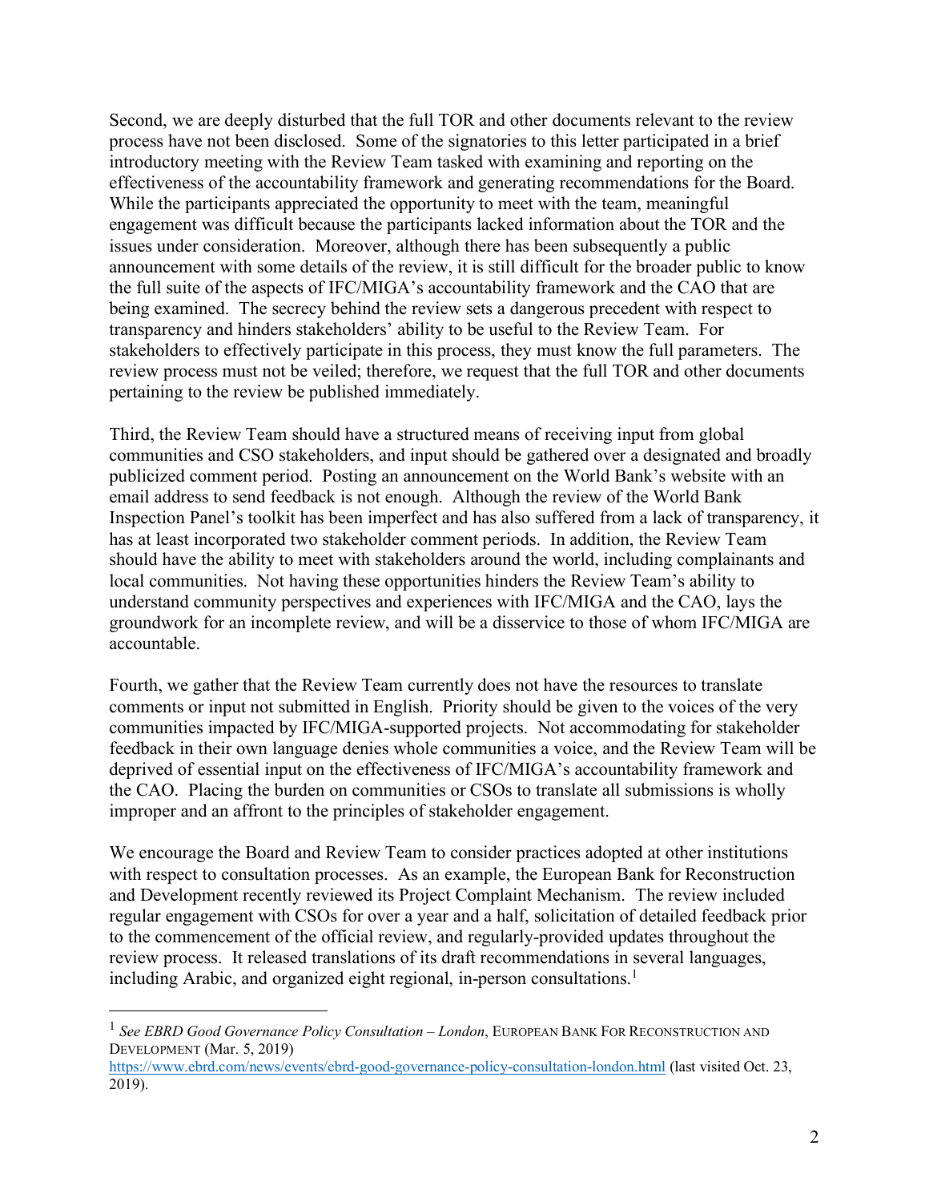Second, we are deeply disturbed that the full TOR and other documents relevant to the review process have not been disclosed. Some of the signatories to this letter participated in a brief introductory meeting with the Review Team tasked with examining and reporting on the effectiveness of the accountability framework and generating recommendations for the Board. While the participants appreciated the opportunity to meet with the team, meaningful engagement was difficult because the participants lacked information about the TOR and the issues under consideration. Moreover, although there has been subsequently a public announcement with some details of the review, it is still difficult for the broader public to know the full suite of the aspects of IFC/MIGA's accountability framework and the CAO that are being examined. The secrecy behind the review sets a dangerous precedent with respect to transparency and hinders stakeholders' ability to be useful to the Review Team. For stakeholders to effectively participate in this process, they must know the full parameters. The review process must not be veiled; therefore, we request that the full TOR and other documents pertaining to the review be published immediately.

Third, the Review Team should have a structured means of receiving input from global communities and CSO stakeholders, and input should be gathered over a designated and broadly publicized comment period. Posting an announcement on the World Bank's website with an email address to send feedback is not enough. Although the review of the World Bank Inspection Panel's toolkit has been imperfect and has also suffered from a lack of transparency, it has at least incorporated two stakeholder comment periods. In addition, the Review Team should have the ability to meet with stakeholders around the world, including complainants and local communities. Not having these opportunities hinders the Review Team's ability to understand community perspectives and experiences with IFC/MIGA and the CAO, lays the groundwork for an incomplete review, and will be a disservice to those of whom IFC/MIGA are accountable.

Fourth, we gather that the Review Team currently does not have the resources to translate comments or input not submitted in English. Priority should be given to the voices of the very communities impacted by IFC/MIGA-supported projects. Not accommodating for stakeholder feedback in their own language denies whole communities a voice, and the Review Team will be deprived of essential input on the effectiveness of IFC/MIGA's accountability framework and the CAO. Placing the burden on communities or CSOs to translate all submissions is wholly improper and an affront to the principles of stakeholder engagement.

We encourage the Board and Review Team to consider practices adopted at other institutions with respect to consultation processes. As an example, the European Bank for Reconstruction and Development recently reviewed its Project Complaint Mechanism. The review included regular engagement with CSOs for over a year and a half, solicitation of detailed feedback prior to the commencement of the official review, and regularly-provided updates throughout the review process. It released translations of its draft recommendations in several languages, including Arabic, and organized eight regional, in-person consultations.[1]

---

[1] *See EBRD Good Governance Policy Consultation – London*, EUROPEAN BANK FOR RECONSTRUCTION AND DEVELOPMENT (Mar. 5, 2019) https://www.ebrd.com/news/events/ebrd-good-governance-policy-consultation-london.html (last visited Oct. 23, 2019).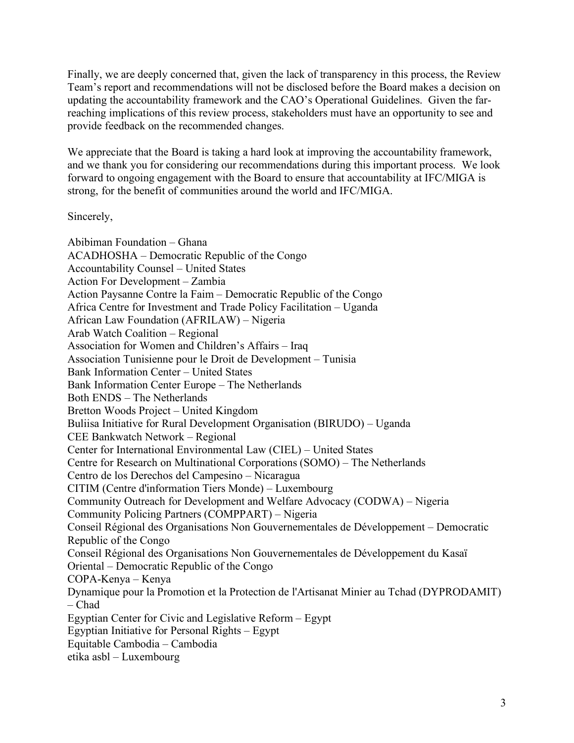Finally, we are deeply concerned that, given the lack of transparency in this process, the Review Team's report and recommendations will not be disclosed before the Board makes a decision on updating the accountability framework and the CAO's Operational Guidelines. Given the far-reaching implications of this review process, stakeholders must have an opportunity to see and provide feedback on the recommended changes.

We appreciate that the Board is taking a hard look at improving the accountability framework, and we thank you for considering our recommendations during this important process. We look forward to ongoing engagement with the Board to ensure that accountability at IFC/MIGA is strong, for the benefit of communities around the world and IFC/MIGA.

Sincerely,

Abibiman Foundation – Ghana
ACADHOSHA – Democratic Republic of the Congo
Accountability Counsel – United States
Action For Development – Zambia
Action Paysanne Contre la Faim – Democratic Republic of the Congo
Africa Centre for Investment and Trade Policy Facilitation – Uganda
African Law Foundation (AFRILAW) – Nigeria
Arab Watch Coalition – Regional
Association for Women and Children's Affairs – Iraq
Association Tunisienne pour le Droit de Development – Tunisia
Bank Information Center – United States
Bank Information Center Europe – The Netherlands
Both ENDS – The Netherlands
Bretton Woods Project – United Kingdom
Buliisa Initiative for Rural Development Organisation (BIRUDO) – Uganda
CEE Bankwatch Network – Regional
Center for International Environmental Law (CIEL) – United States
Centre for Research on Multinational Corporations (SOMO) – The Netherlands
Centro de los Derechos del Campesino – Nicaragua
CITIM (Centre d'information Tiers Monde) – Luxembourg
Community Outreach for Development and Welfare Advocacy (CODWA) – Nigeria
Community Policing Partners (COMPPART) – Nigeria
Conseil Régional des Organisations Non Gouvernementales de Développement – Democratic Republic of the Congo
Conseil Régional des Organisations Non Gouvernementales de Développement du Kasaï Oriental – Democratic Republic of the Congo
COPA-Kenya – Kenya
Dynamique pour la Promotion et la Protection de l'Artisanat Minier au Tchad (DYPRODAMIT) – Chad
Egyptian Center for Civic and Legislative Reform – Egypt
Egyptian Initiative for Personal Rights – Egypt
Equitable Cambodia – Cambodia
etika asbl – Luxembourg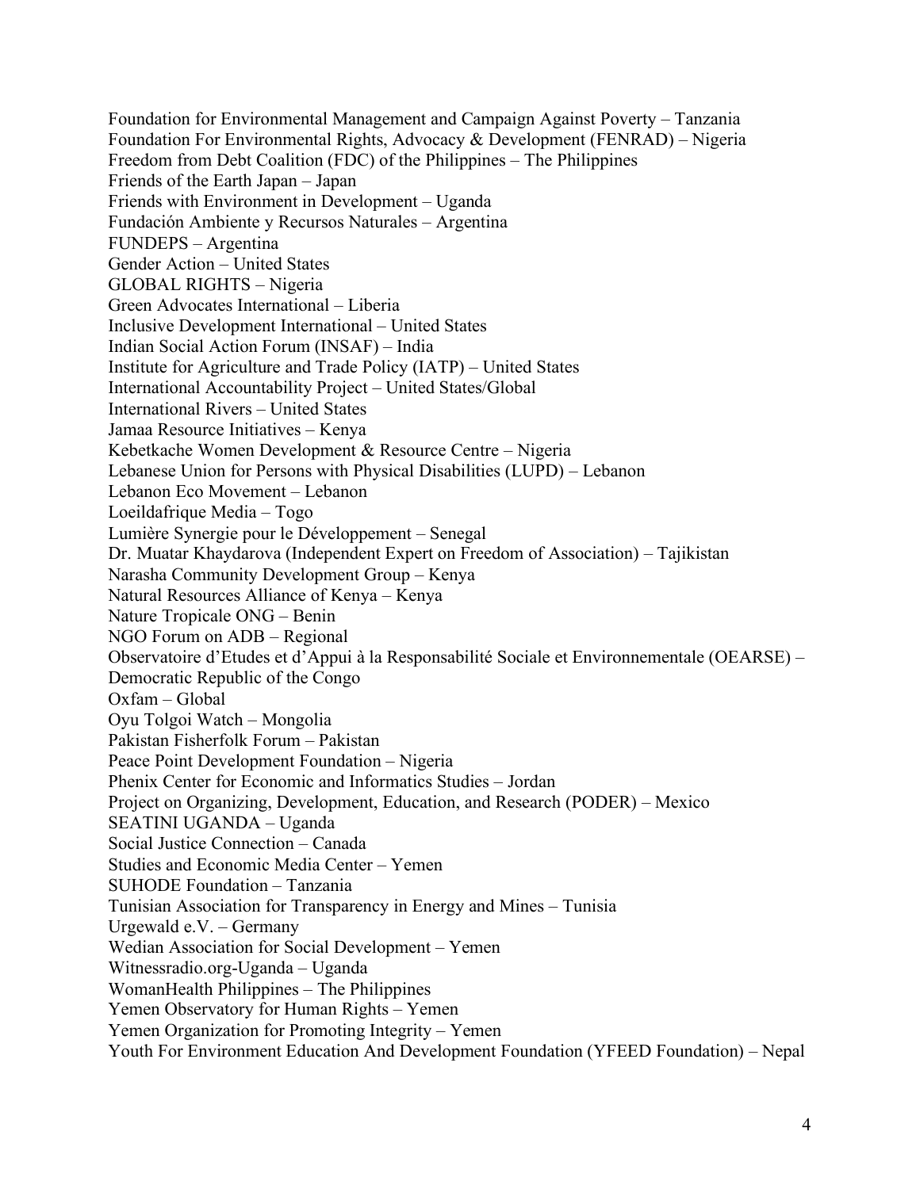Foundation for Environmental Management and Campaign Against Poverty – Tanzania
Foundation For Environmental Rights, Advocacy & Development (FENRAD) – Nigeria
Freedom from Debt Coalition (FDC) of the Philippines – The Philippines
Friends of the Earth Japan – Japan
Friends with Environment in Development – Uganda
Fundación Ambiente y Recursos Naturales – Argentina
FUNDEPS – Argentina
Gender Action – United States
GLOBAL RIGHTS – Nigeria
Green Advocates International – Liberia
Inclusive Development International – United States
Indian Social Action Forum (INSAF) – India
Institute for Agriculture and Trade Policy (IATP) – United States
International Accountability Project – United States/Global
International Rivers – United States
Jamaa Resource Initiatives – Kenya
Kebetkache Women Development & Resource Centre – Nigeria
Lebanese Union for Persons with Physical Disabilities (LUPD) – Lebanon
Lebanon Eco Movement – Lebanon
Loeildafrique Media – Togo
Lumière Synergie pour le Développement – Senegal
Dr. Muatar Khaydarova (Independent Expert on Freedom of Association) – Tajikistan
Narasha Community Development Group – Kenya
Natural Resources Alliance of Kenya – Kenya
Nature Tropicale ONG – Benin
NGO Forum on ADB – Regional
Observatoire d'Etudes et d'Appui à la Responsabilité Sociale et Environnementale (OEARSE) – Democratic Republic of the Congo
Oxfam – Global
Oyu Tolgoi Watch – Mongolia
Pakistan Fisherfolk Forum – Pakistan
Peace Point Development Foundation – Nigeria
Phenix Center for Economic and Informatics Studies – Jordan
Project on Organizing, Development, Education, and Research (PODER) – Mexico
SEATINI UGANDA – Uganda
Social Justice Connection – Canada
Studies and Economic Media Center – Yemen
SUHODE Foundation – Tanzania
Tunisian Association for Transparency in Energy and Mines – Tunisia
Urgewald e.V. – Germany
Wedian Association for Social Development – Yemen
Witnessradio.org-Uganda – Uganda
WomanHealth Philippines – The Philippines
Yemen Observatory for Human Rights – Yemen
Yemen Organization for Promoting Integrity – Yemen
Youth For Environment Education And Development Foundation (YFEED Foundation) – Nepal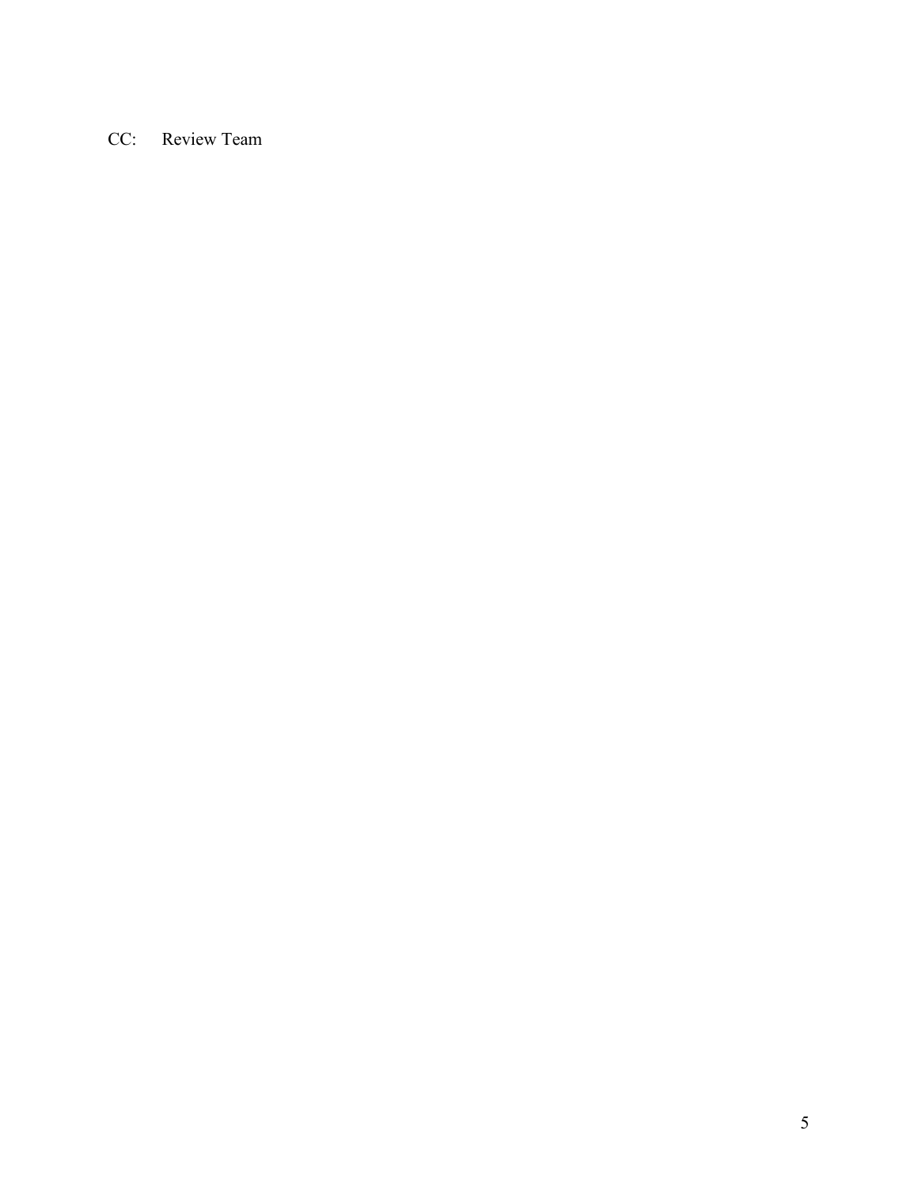CC: Review Team